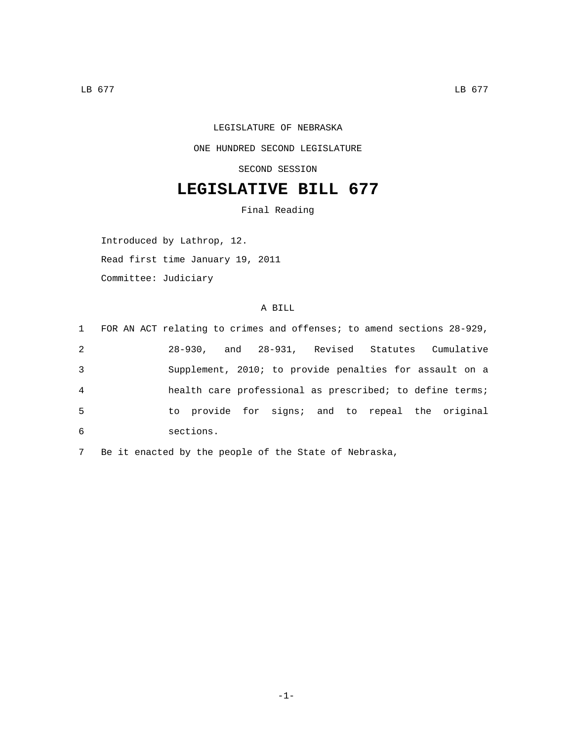LEGISLATURE OF NEBRASKA

ONE HUNDRED SECOND LEGISLATURE

SECOND SESSION

# LEGISLATIVE BILL 677

Final Reading

Introduced by Lathrop, 12.

Read first time January 19, 2011

Committee: Judiciary

A BILL

1 FOR AN ACT relating to crimes and offenses; to amend sections 28-929,
2 28-930, and 28-931, Revised Statutes Cumulative
3 Supplement, 2010; to provide penalties for assault on a
4 health care professional as prescribed; to define terms;
5 to provide for signs; and to repeal the original
6 sections.

7 Be it enacted by the people of the State of Nebraska,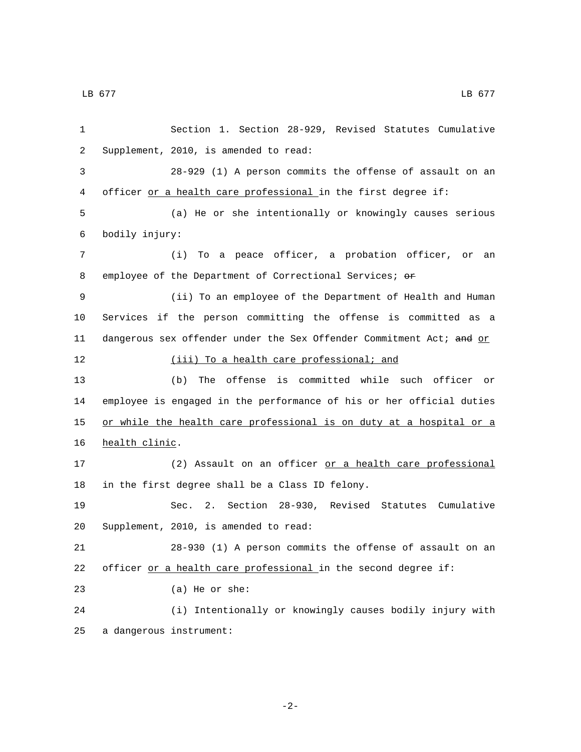Section 1. Section 28-929, Revised Statutes Cumulative Supplement, 2010, is amended to read:

28-929 (1) A person commits the offense of assault on an officer <u>or a health care professional</u> in the first degree if:

(a) He or she intentionally or knowingly causes serious bodily injury:

(i) To a peace officer, a probation officer, or an employee of the Department of Correctional Services; ~~or~~

(ii) To an employee of the Department of Health and Human Services if the person committing the offense is committed as a dangerous sex offender under the Sex Offender Commitment Act; ~~and~~ <u>or</u>

<u>(iii) To a health care professional; and</u>

(b) The offense is committed while such officer or employee is engaged in the performance of his or her official duties <u>or while the health care professional is on duty at a hospital or a health clinic</u>.

(2) Assault on an officer <u>or a health care professional</u> in the first degree shall be a Class ID felony.

Sec. 2. Section 28-930, Revised Statutes Cumulative Supplement, 2010, is amended to read:

28-930 (1) A person commits the offense of assault on an officer <u>or a health care professional</u> in the second degree if:

(a) He or she:

(i) Intentionally or knowingly causes bodily injury with a dangerous instrument: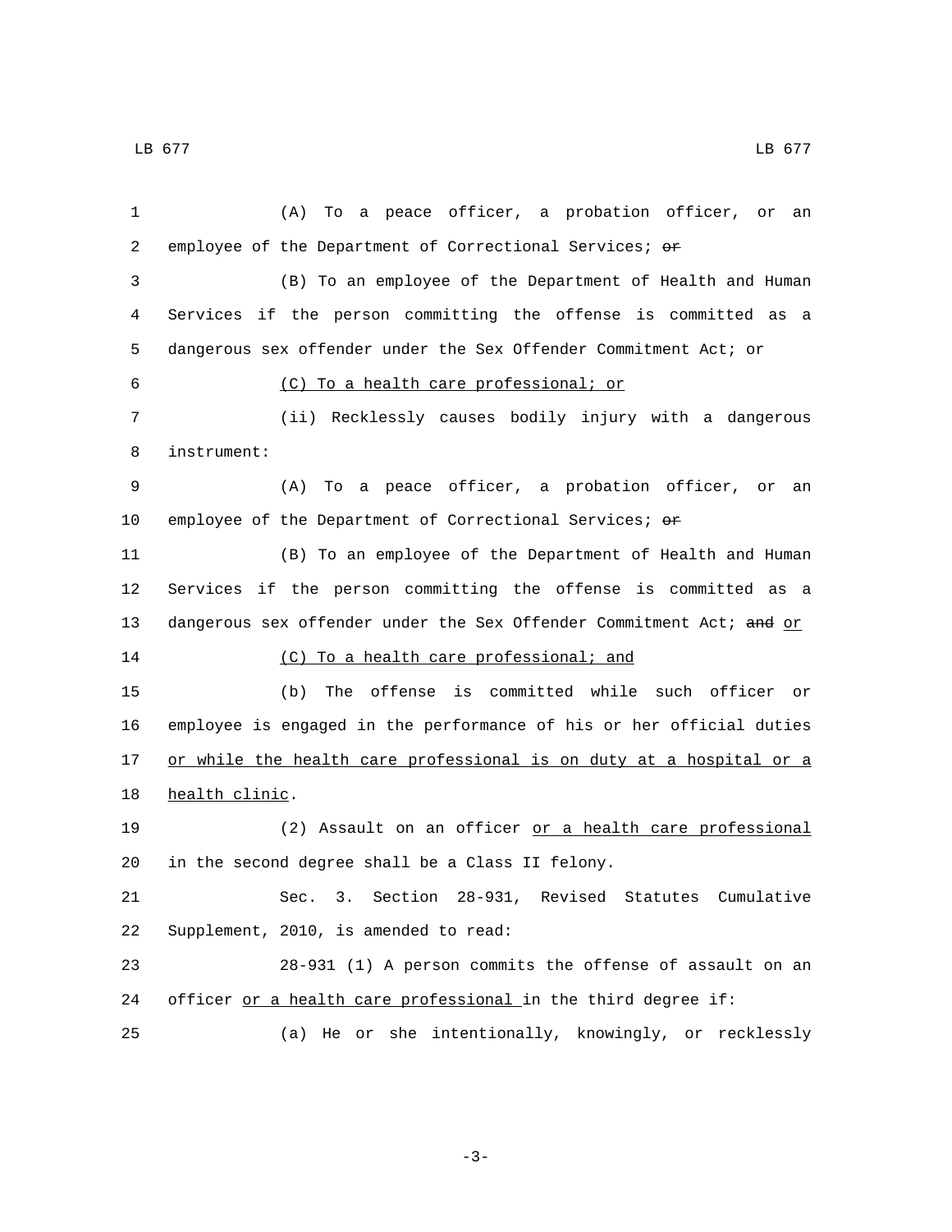(A) To a peace officer, a probation officer, or an employee of the Department of Correctional Services; ~~or~~

(B) To an employee of the Department of Health and Human Services if the person committing the offense is committed as a dangerous sex offender under the Sex Offender Commitment Act; or

<u>(C) To a health care professional; or</u>

(ii) Recklessly causes bodily injury with a dangerous instrument:

(A) To a peace officer, a probation officer, or an employee of the Department of Correctional Services; ~~or~~

(B) To an employee of the Department of Health and Human Services if the person committing the offense is committed as a dangerous sex offender under the Sex Offender Commitment Act; ~~and~~ <u>or</u>

<u>(C) To a health care professional; and</u>

(b) The offense is committed while such officer or employee is engaged in the performance of his or her official duties <u>or while the health care professional is on duty at a hospital or a health clinic</u>.

(2) Assault on an officer <u>or a health care professional</u> in the second degree shall be a Class II felony.

Sec. 3. Section 28-931, Revised Statutes Cumulative Supplement, 2010, is amended to read:

28-931 (1) A person commits the offense of assault on an officer <u>or a health care professional</u> in the third degree if:

(a) He or she intentionally, knowingly, or recklessly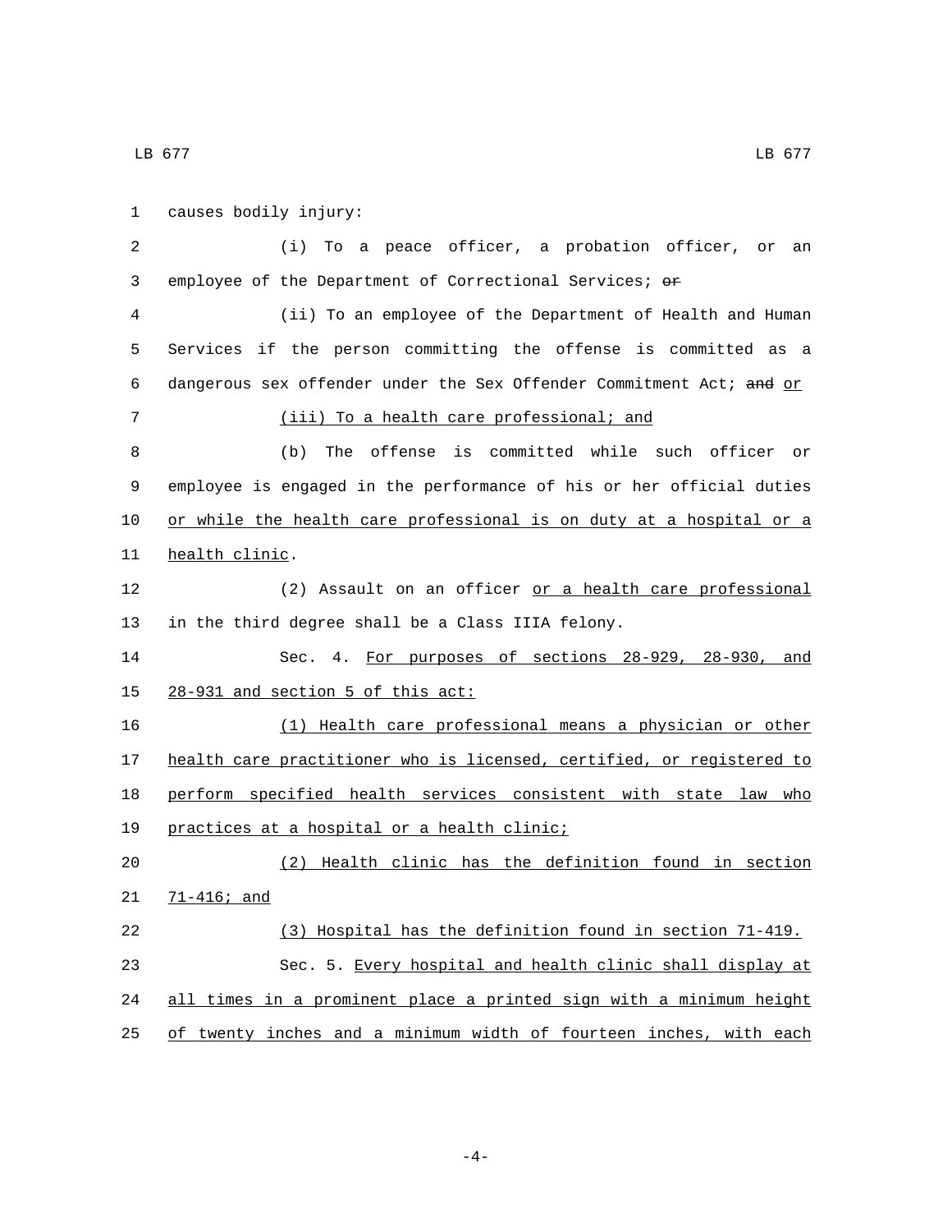causes bodily injury:

(i) To a peace officer, a probation officer, or an employee of the Department of Correctional Services; ~~or~~

(ii) To an employee of the Department of Health and Human Services if the person committing the offense is committed as a dangerous sex offender under the Sex Offender Commitment Act; ~~and~~ or

(iii) To a health care professional; and

(b) The offense is committed while such officer or employee is engaged in the performance of his or her official duties or while the health care professional is on duty at a hospital or a health clinic.

(2) Assault on an officer or a health care professional in the third degree shall be a Class IIIA felony.

Sec. 4. For purposes of sections 28-929, 28-930, and 28-931 and section 5 of this act:

(1) Health care professional means a physician or other health care practitioner who is licensed, certified, or registered to perform specified health services consistent with state law who practices at a hospital or a health clinic;

(2) Health clinic has the definition found in section 71-416; and

(3) Hospital has the definition found in section 71-419.

Sec. 5. Every hospital and health clinic shall display at all times in a prominent place a printed sign with a minimum height of twenty inches and a minimum width of fourteen inches, with each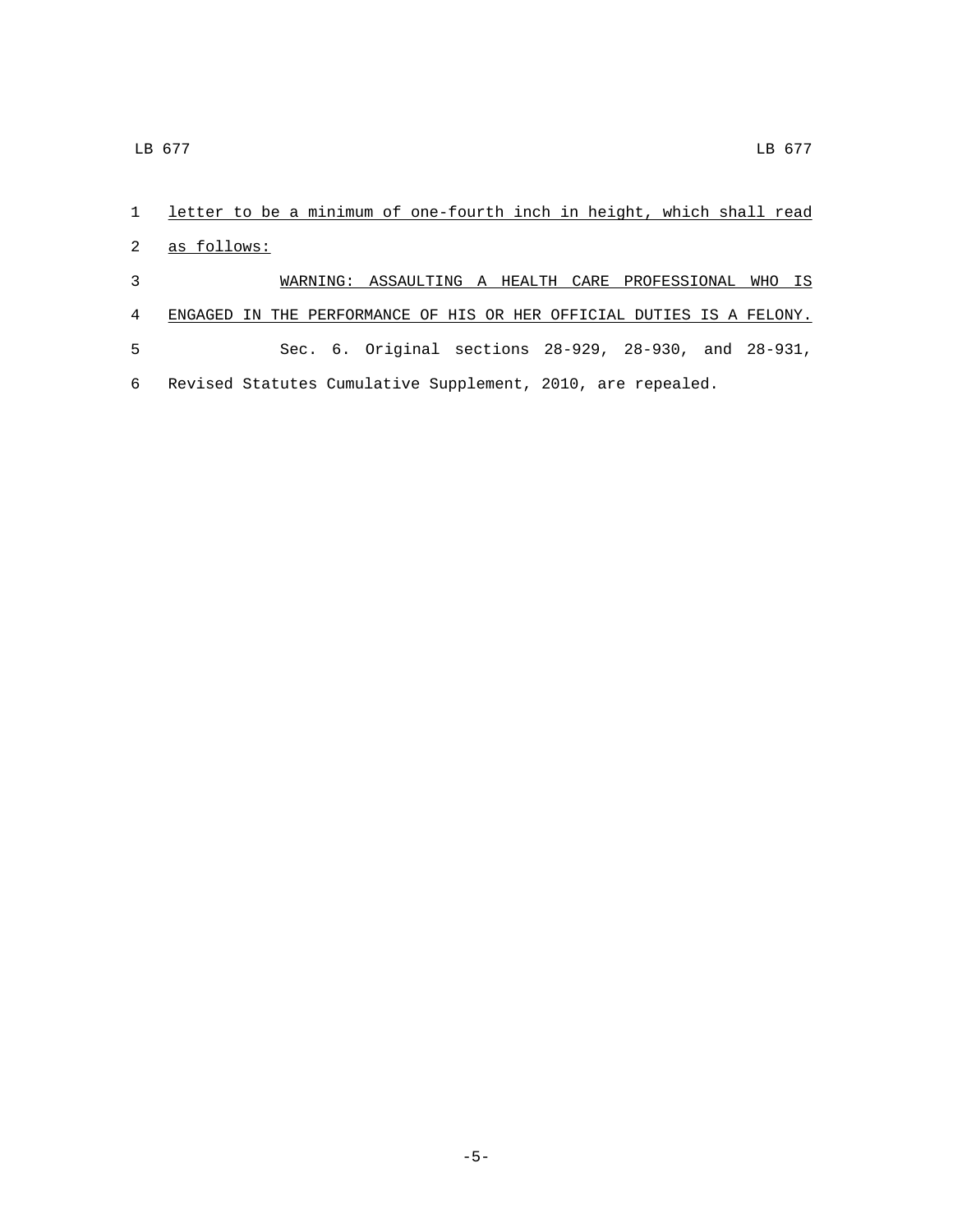letter to be a minimum of one-fourth inch in height, which shall read as follows:

WARNING: ASSAULTING A HEALTH CARE PROFESSIONAL WHO IS ENGAGED IN THE PERFORMANCE OF HIS OR HER OFFICIAL DUTIES IS A FELONY.

Sec. 6. Original sections 28-929, 28-930, and 28-931, Revised Statutes Cumulative Supplement, 2010, are repealed.